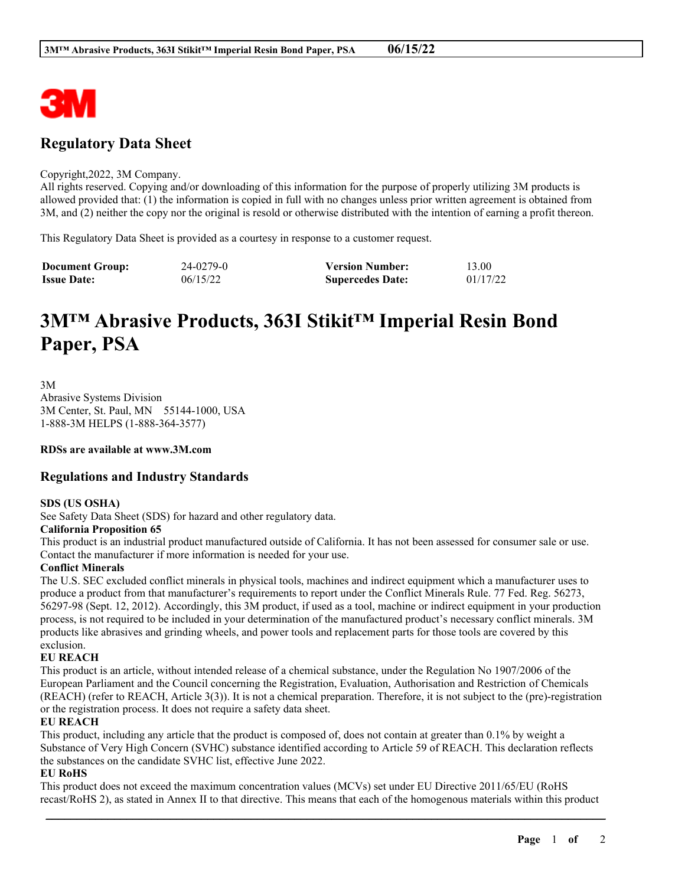## Regulatory Data Sheet

Copyright,2022, 3M Company.
All rights reserved. Copying and/or downloading of this information for the purpose of properly utilizing 3M products is allowed provided that: (1) the information is copied in full with no changes unless prior written agreement is obtained from 3M, and (2) neither the copy nor the original is resold or otherwise distributed with the intention of earning a profit thereon.

This Regulatory Data Sheet is provided as a courtesy in response to a customer request.

| | | | |
|---|---|---|---|
| **Document Group:** | 24-0279-0 | **Version Number:** | 13.00 |
| **Issue Date:** | 06/15/22 | **Supercedes Date:** | 01/17/22 |

# 3M™ Abrasive Products, 363I Stikit™ Imperial Resin Bond Paper, PSA

3M
Abrasive Systems Division
3M Center, St. Paul, MN 55144-1000, USA
1-888-3M HELPS (1-888-364-3577)

**RDSs are available at www.3M.com**

## Regulations and Industry Standards

**SDS (US OSHA)**
See Safety Data Sheet (SDS) for hazard and other regulatory data.

**California Proposition 65**
This product is an industrial product manufactured outside of California. It has not been assessed for consumer sale or use. Contact the manufacturer if more information is needed for your use.

**Conflict Minerals**
The U.S. SEC excluded conflict minerals in physical tools, machines and indirect equipment which a manufacturer uses to produce a product from that manufacturer's requirements to report under the Conflict Minerals Rule. 77 Fed. Reg. 56273, 56297-98 (Sept. 12, 2012). Accordingly, this 3M product, if used as a tool, machine or indirect equipment in your production process, is not required to be included in your determination of the manufactured product's necessary conflict minerals. 3M products like abrasives and grinding wheels, and power tools and replacement parts for those tools are covered by this exclusion.

**EU REACH**
This product is an article, without intended release of a chemical substance, under the Regulation No 1907/2006 of the European Parliament and the Council concerning the Registration, Evaluation, Authorisation and Restriction of Chemicals (REACH) (refer to REACH, Article 3(3)). It is not a chemical preparation. Therefore, it is not subject to the (pre)-registration or the registration process. It does not require a safety data sheet.

**EU REACH**
This product, including any article that the product is composed of, does not contain at greater than 0.1% by weight a Substance of Very High Concern (SVHC) substance identified according to Article 59 of REACH. This declaration reflects the substances on the candidate SVHC list, effective June 2022.

**EU RoHS**
This product does not exceed the maximum concentration values (MCVs) set under EU Directive 2011/65/EU (RoHS recast/RoHS 2), as stated in Annex II to that directive. This means that each of the homogenous materials within this product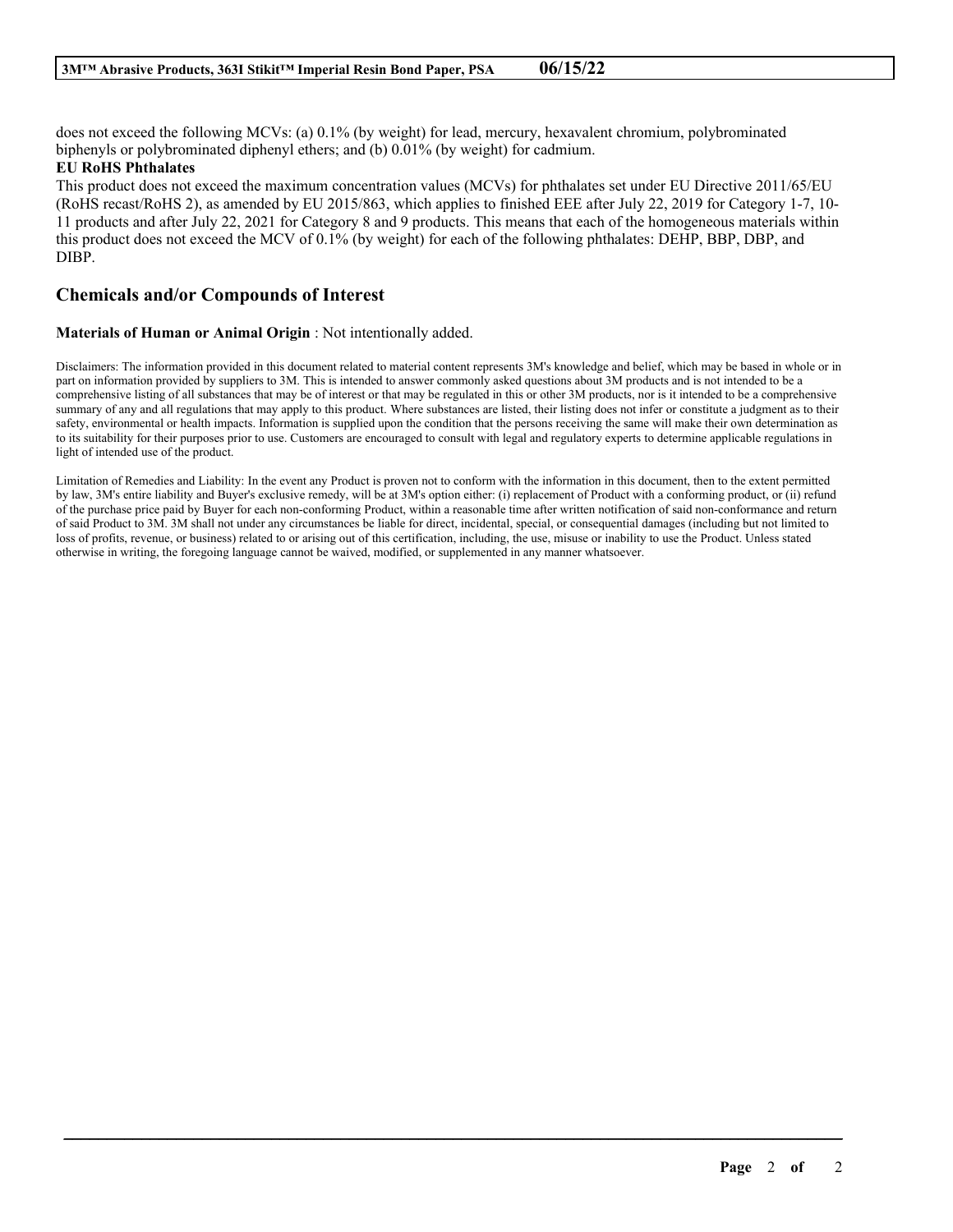does not exceed the following MCVs: (a) 0.1% (by weight) for lead, mercury, hexavalent chromium, polybrominated biphenyls or polybrominated diphenyl ethers; and (b) 0.01% (by weight) for cadmium.

**EU RoHS Phthalates**

This product does not exceed the maximum concentration values (MCVs) for phthalates set under EU Directive 2011/65/EU (RoHS recast/RoHS 2), as amended by EU 2015/863, which applies to finished EEE after July 22, 2019 for Category 1-7, 10-11 products and after July 22, 2021 for Category 8 and 9 products. This means that each of the homogeneous materials within this product does not exceed the MCV of 0.1% (by weight) for each of the following phthalates: DEHP, BBP, DBP, and DIBP.

## Chemicals and/or Compounds of Interest

**Materials of Human or Animal Origin** : Not intentionally added.

Disclaimers: The information provided in this document related to material content represents 3M's knowledge and belief, which may be based in whole or in part on information provided by suppliers to 3M. This is intended to answer commonly asked questions about 3M products and is not intended to be a comprehensive listing of all substances that may be of interest or that may be regulated in this or other 3M products, nor is it intended to be a comprehensive summary of any and all regulations that may apply to this product. Where substances are listed, their listing does not infer or constitute a judgment as to their safety, environmental or health impacts. Information is supplied upon the condition that the persons receiving the same will make their own determination as to its suitability for their purposes prior to use. Customers are encouraged to consult with legal and regulatory experts to determine applicable regulations in light of intended use of the product.

Limitation of Remedies and Liability: In the event any Product is proven not to conform with the information in this document, then to the extent permitted by law, 3M's entire liability and Buyer's exclusive remedy, will be at 3M's option either: (i) replacement of Product with a conforming product, or (ii) refund of the purchase price paid by Buyer for each non-conforming Product, within a reasonable time after written notification of said non-conformance and return of said Product to 3M. 3M shall not under any circumstances be liable for direct, incidental, special, or consequential damages (including but not limited to loss of profits, revenue, or business) related to or arising out of this certification, including, the use, misuse or inability to use the Product. Unless stated otherwise in writing, the foregoing language cannot be waived, modified, or supplemented in any manner whatsoever.